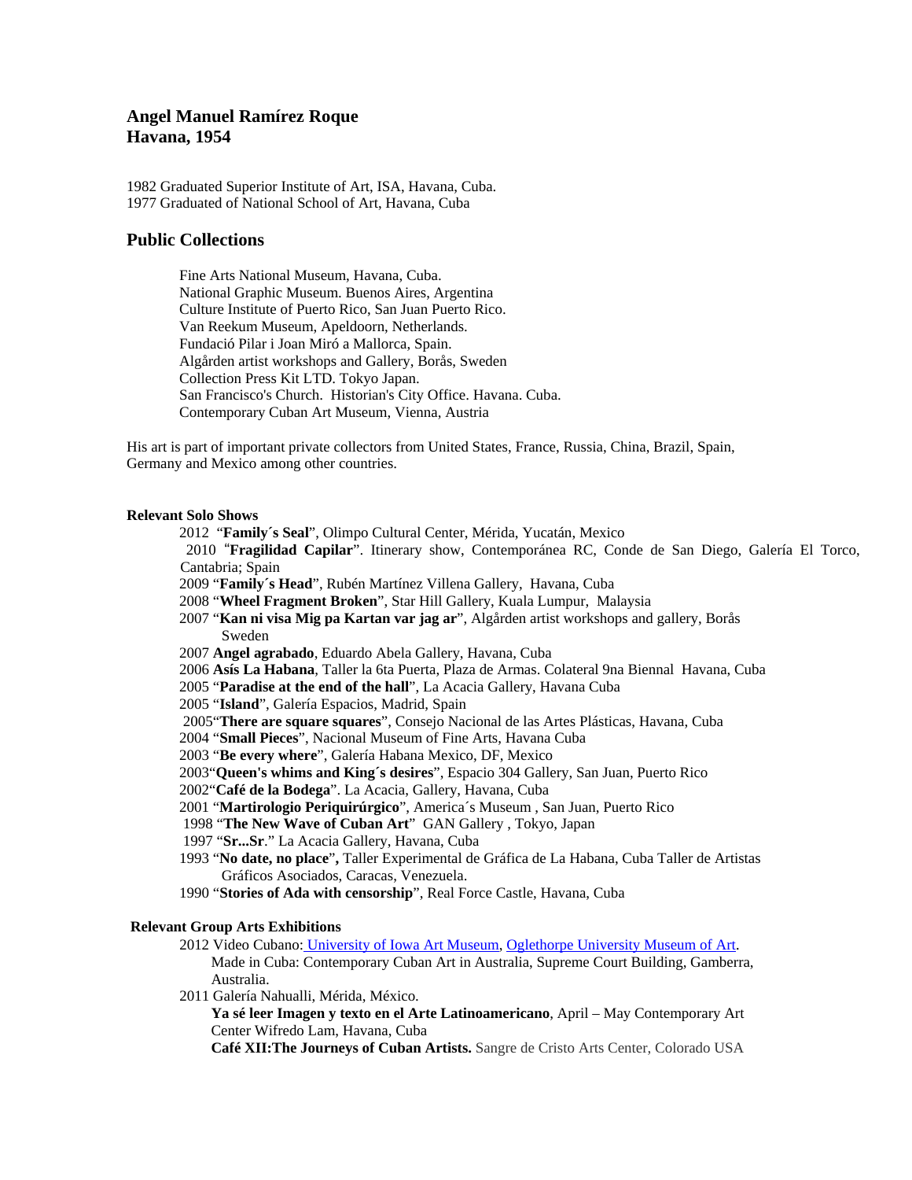# Angel Manuel Ramírez Roque
# Havana, 1954

1982 Graduated Superior Institute of Art, ISA, Havana, Cuba.
1977 Graduated of National School of Art, Havana, Cuba

## Public Collections

Fine Arts National Museum, Havana, Cuba.
National Graphic Museum. Buenos Aires, Argentina
Culture Institute of Puerto Rico, San Juan Puerto Rico.
Van Reekum Museum, Apeldoorn, Netherlands.
Fundació Pilar i Joan Miró a Mallorca, Spain.
Algården artist workshops and Gallery, Borås, Sweden
Collection Press Kit LTD. Tokyo Japan.
San Francisco's Church. Historian's City Office. Havana. Cuba.
Contemporary Cuban Art Museum, Vienna, Austria

His art is part of important private collectors from United States, France, Russia, China, Brazil, Spain, Germany and Mexico among other countries.

**Relevant Solo Shows**

2012 "**Family´s Seal**", Olimpo Cultural Center, Mérida, Yucatán, Mexico
2010 "**Fragilidad Capilar**". Itinerary show, Contemporánea RC, Conde de San Diego, Galería El Torco, Cantabria; Spain
2009 "**Family´s Head**", Rubén Martínez Villena Gallery, Havana, Cuba
2008 "**Wheel Fragment Broken**", Star Hill Gallery, Kuala Lumpur, Malaysia
2007 "**Kan ni visa Mig pa Kartan var jag ar**", Algården artist workshops and gallery, Borås Sweden
2007 **Angel agrabado**, Eduardo Abela Gallery, Havana, Cuba
2006 **Asís La Habana**, Taller la 6ta Puerta, Plaza de Armas. Colateral 9na Biennal Havana, Cuba
2005 "**Paradise at the end of the hall**", La Acacia Gallery, Havana Cuba
2005 "**Island**", Galería Espacios, Madrid, Spain
2005"**There are square squares**", Consejo Nacional de las Artes Plásticas, Havana, Cuba
2004 "**Small Pieces**", Nacional Museum of Fine Arts, Havana Cuba
2003 "**Be every where**", Galería Habana Mexico, DF, Mexico
2003"**Queen's whims and King´s desires**", Espacio 304 Gallery, San Juan, Puerto Rico
2002"**Café de la Bodega**". La Acacia, Gallery, Havana, Cuba
2001 "**Martirologio Periquirúrgico**", America´s Museum , San Juan, Puerto Rico
1998 "**The New Wave of Cuban Art**" GAN Gallery , Tokyo, Japan
1997 "**Sr...Sr**." La Acacia Gallery, Havana, Cuba
1993 "**No date, no place**", Taller Experimental de Gráfica de La Habana, Cuba Taller de Artistas Gráficos Asociados, Caracas, Venezuela.
1990 "**Stories of Ada with censorship**", Real Force Castle, Havana, Cuba

**Relevant Group Arts Exhibitions**

2012 Video Cubano: University of Iowa Art Museum, Oglethorpe University Museum of Art.
Made in Cuba: Contemporary Cuban Art in Australia, Supreme Court Building, Gamberra, Australia.
2011 Galería Nahualli, Mérida, México.
**Ya sé leer Imagen y texto en el Arte Latinoamericano**, April – May Contemporary Art Center Wifredo Lam, Havana, Cuba
**Café XII:The Journeys of Cuban Artists.** Sangre de Cristo Arts Center, Colorado USA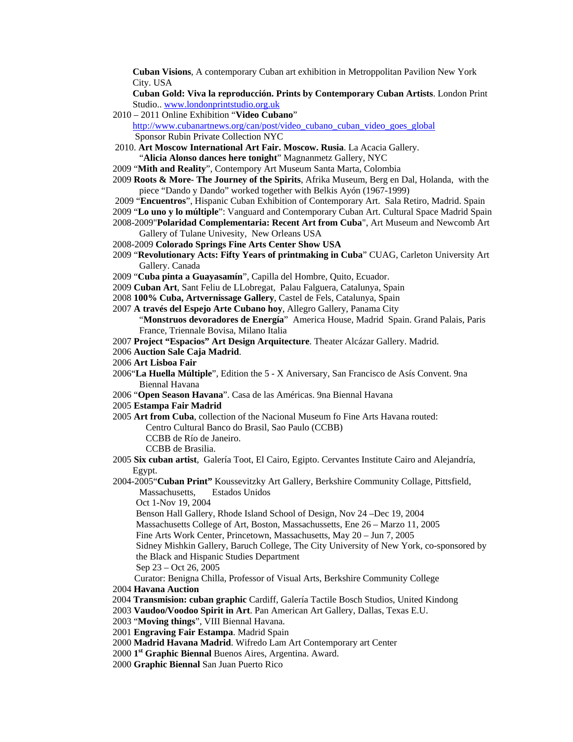**Cuban Visions**, A contemporary Cuban art exhibition in Metroppolitan Pavilion New York City. USA

**Cuban Gold: Viva la reproducción. Prints by Contemporary Cuban Artists**. London Print Studio.. www.londonprintstudio.org.uk

2010 – 2011 Online Exhibition "**Video Cubano**"
http://www.cubanartnews.org/can/post/video_cubano_cuban_video_goes_global
Sponsor Rubin Private Collection NYC

2010. **Art Moscow International Art Fair. Moscow. Rusia**. La Acacia Gallery.
"**Alicia Alonso dances here tonight**" Magnanmetz Gallery, NYC

2009 "**Mith and Reality**", Contempory Art Museum Santa Marta, Colombia

2009 **Roots & More- The Journey of the Spirits**, Afrika Museum, Berg en Dal, Holanda, with the piece "Dando y Dando" worked together with Belkis Ayón (1967-1999)

2009 "**Encuentros**", Hispanic Cuban Exhibition of Contemporary Art. Sala Retiro, Madrid. Spain

2009 "**Lo uno y lo múltiple**": Vanguard and Contemporary Cuban Art. Cultural Space Madrid Spain

2008-2009"**Polaridad Complementaria: Recent Art from Cuba**", Art Museum and Newcomb Art Gallery of Tulane Univesity, New Orleans USA

2008-2009 **Colorado Springs Fine Arts Center Show USA**

2009 "**Revolutionary Acts: Fifty Years of printmaking in Cuba**" CUAG, Carleton University Art Gallery. Canada

2009 "**Cuba pinta a Guayasamín**", Capilla del Hombre, Quito, Ecuador.

2009 **Cuban Art**, Sant Feliu de LLobregat, Palau Falguera, Catalunya, Spain

2008 **100% Cuba, Artvernissage Gallery**, Castel de Fels, Catalunya, Spain

2007 **A través del Espejo Arte Cubano hoy**, Allegro Gallery, Panama City
"**Monstruos devoradores de Energía**" America House, Madrid Spain. Grand Palais, Paris France, Triennale Bovisa, Milano Italia

2007 **Project "Espacios" Art Design Arquitecture**. Theater Alcázar Gallery. Madrid.

2006 **Auction Sale Caja Madrid**.

2006 **Art Lisboa Fair**

2006"**La Huella Múltiple**", Edition the 5 - X Aniversary, San Francisco de Asís Convent. 9na Biennal Havana

2006 "**Open Season Havana**". Casa de las Américas. 9na Biennal Havana

2005 **Estampa Fair Madrid**

2005 **Art from Cuba**, collection of the Nacional Museum fo Fine Arts Havana routed:
Centro Cultural Banco do Brasil, Sao Paulo (CCBB)
CCBB de Río de Janeiro.
CCBB de Brasilia.

2005 **Six cuban artist**, Galería Toot, El Cairo, Egipto. Cervantes Institute Cairo and Alejandría, Egypt.

2004-2005"**Cuban Print"** Koussevitzky Art Gallery, Berkshire Community Collage, Pittsfield, Massachusetts, Estados Unidos
Oct 1-Nov 19, 2004
Benson Hall Gallery, Rhode Island School of Design, Nov 24 –Dec 19, 2004
Massachusetts College of Art, Boston, Massachussetts, Ene 26 – Marzo 11, 2005
Fine Arts Work Center, Princetown, Massachusetts, May 20 – Jun 7, 2005
Sidney Mishkin Gallery, Baruch College, The City University of New York, co-sponsored by the Black and Hispanic Studies Department
Sep 23 – Oct 26, 2005
Curator: Benigna Chilla, Professor of Visual Arts, Berkshire Community College

2004 **Havana Auction**

2004 **Transmision: cuban graphic** Cardiff, Galería Tactile Bosch Studios, United Kindong

2003 **Vaudoo/Voodoo Spirit in Art**. Pan American Art Gallery, Dallas, Texas E.U.

2003 "**Moving things**", VIII Biennal Havana.

2001 **Engraving Fair Estampa**. Madrid Spain

2000 **Madrid Havana Madrid**. Wifredo Lam Art Contemporary art Center

2000 **1st Graphic Biennal** Buenos Aires, Argentina. Award.

2000 **Graphic Biennal** San Juan Puerto Rico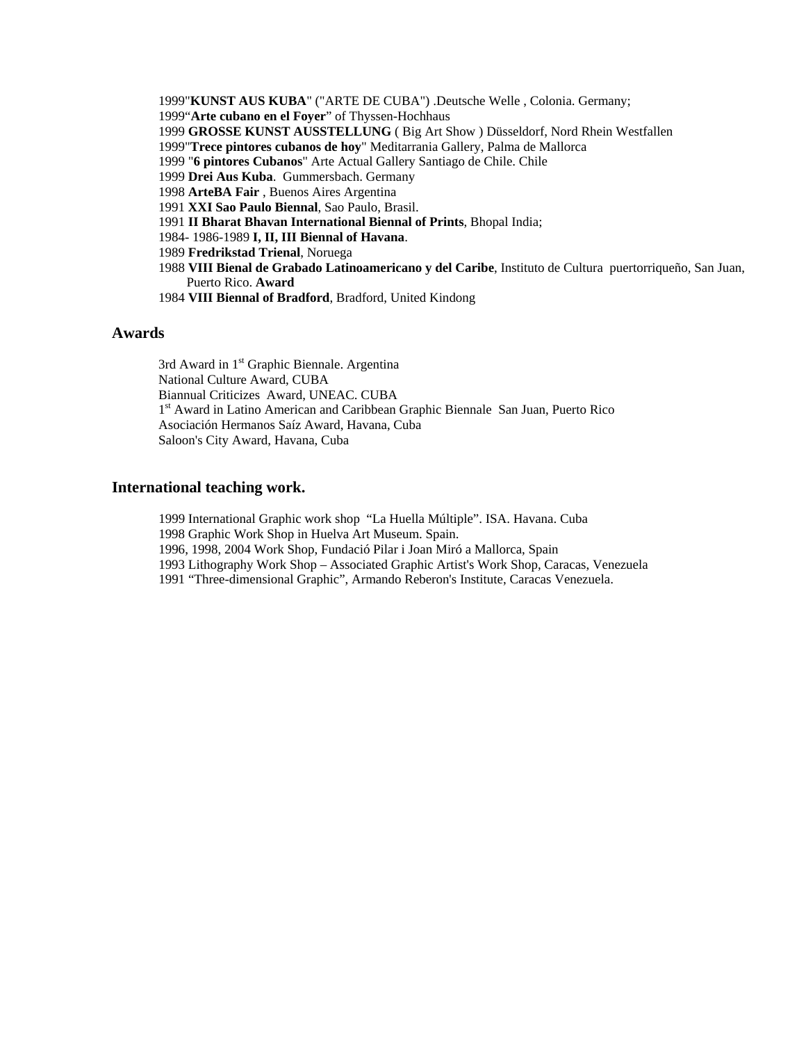1999"**KUNST AUS KUBA**" ("ARTE DE CUBA") .Deutsche Welle , Colonia. Germany;
1999"**Arte cubano en el Foyer**" of Thyssen-Hochhaus
1999 **GROSSE KUNST AUSSTELLUNG** ( Big Art Show ) Düsseldorf, Nord Rhein Westfallen
1999"**Trece pintores cubanos de hoy**" Meditarrania Gallery, Palma de Mallorca
1999 "**6 pintores Cubanos**" Arte Actual Gallery Santiago de Chile. Chile
1999 **Drei Aus Kuba**. Gummersbach. Germany
1998 **ArteBA Fair** , Buenos Aires Argentina
1991 **XXI Sao Paulo Biennal**, Sao Paulo, Brasil.
1991 **II Bharat Bhavan International Biennal of Prints**, Bhopal India;
1984- 1986-1989 **I, II, III Biennal of Havana**.
1989 **Fredrikstad Trienal**, Noruega
1988 **VIII Bienal de Grabado Latinoamericano y del Caribe**, Instituto de Cultura puertorriqueño, San Juan, Puerto Rico. **Award**
1984 **VIII Biennal of Bradford**, Bradford, United Kindong

## Awards

3rd Award in 1st Graphic Biennale. Argentina
National Culture Award, CUBA
Biannual Criticizes Award, UNEAC. CUBA
1st Award in Latino American and Caribbean Graphic Biennale San Juan, Puerto Rico
Asociación Hermanos Saíz Award, Havana, Cuba
Saloon's City Award, Havana, Cuba

## International teaching work.

1999 International Graphic work shop "La Huella Múltiple". ISA. Havana. Cuba
1998 Graphic Work Shop in Huelva Art Museum. Spain.
1996, 1998, 2004 Work Shop, Fundació Pilar i Joan Miró a Mallorca, Spain
1993 Lithography Work Shop – Associated Graphic Artist's Work Shop, Caracas, Venezuela
1991 "Three-dimensional Graphic", Armando Reberon's Institute, Caracas Venezuela.